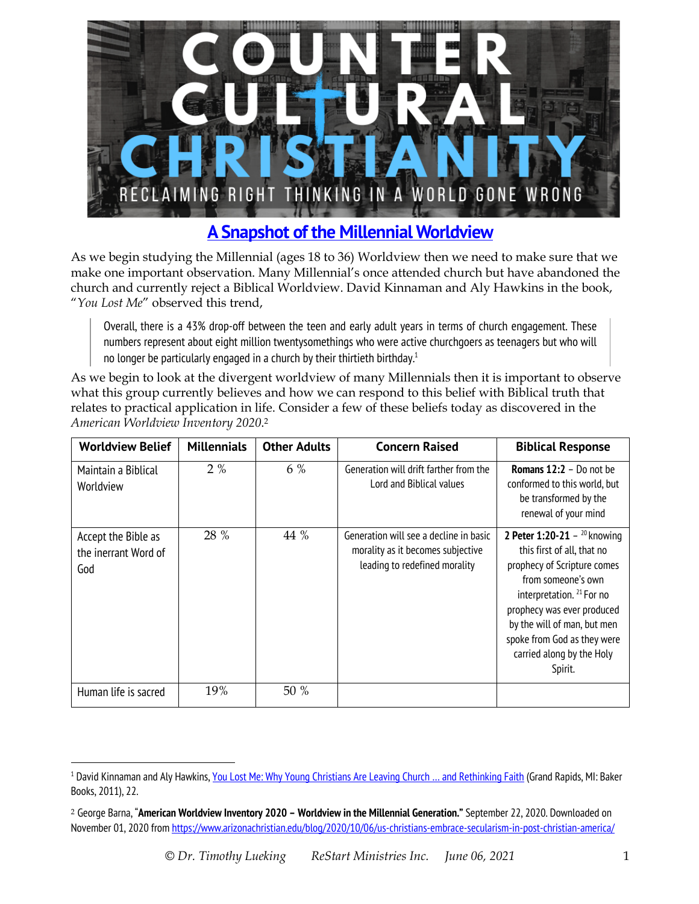# COUNTER CULTURAL CHRISTIANITY

RECLAIMING RIGHT THINKING IN A WORLD GONE WRONG

## A Snapshot of the Millennial Worldview

As we begin studying the Millennial (ages 18 to 36) Worldview then we need to make sure that we make one important observation. Many Millennial's once attended church but have abandoned the church and currently reject a Biblical Worldview. David Kinnaman and Aly Hawkins in the book, "*You Lost Me*" observed this trend,

> Overall, there is a 43% drop-off between the teen and early adult years in terms of church engagement. These numbers represent about eight million twentysomethings who were active churchgoers as teenagers but who will no longer be particularly engaged in a church by their thirtieth birthday.[1]

As we begin to look at the divergent worldview of many Millennials then it is important to observe what this group currently believes and how we can respond to this belief with Biblical truth that relates to practical application in life. Consider a few of these beliefs today as discovered in the *American Worldview Inventory 2020*.[2]

| Worldview Belief | Millennials | Other Adults | Concern Raised | Biblical Response |
|---|---|---|---|---|
| Maintain a Biblical Worldview | 2 % | 6 % | Generation will drift farther from the Lord and Biblical values | **Romans 12:2** – Do not be conformed to this world, but be transformed by the renewal of your mind |
| Accept the Bible as the inerrant Word of God | 28 % | 44 % | Generation will see a decline in basic morality as it becomes subjective leading to redefined morality | **2 Peter 1:20-21** – [20] knowing this first of all, that no prophecy of Scripture comes from someone's own interpretation. [21] For no prophecy was ever produced by the will of man, but men spoke from God as they were carried along by the Holy Spirit. |
| Human life is sacred | 19% | 50 % | | |

---

[1] David Kinnaman and Aly Hawkins, You Lost Me: Why Young Christians Are Leaving Church ... and Rethinking Faith (Grand Rapids, MI: Baker Books, 2011), 22.

[2] George Barna, "**American Worldview Inventory 2020 – Worldview in the Millennial Generation.**" September 22, 2020. Downloaded on November 01, 2020 from https://www.arizonachristian.edu/blog/2020/10/06/us-christians-embrace-secularism-in-post-christian-america/

© Dr. Timothy Lueking ReStart Ministries Inc. June 06, 2021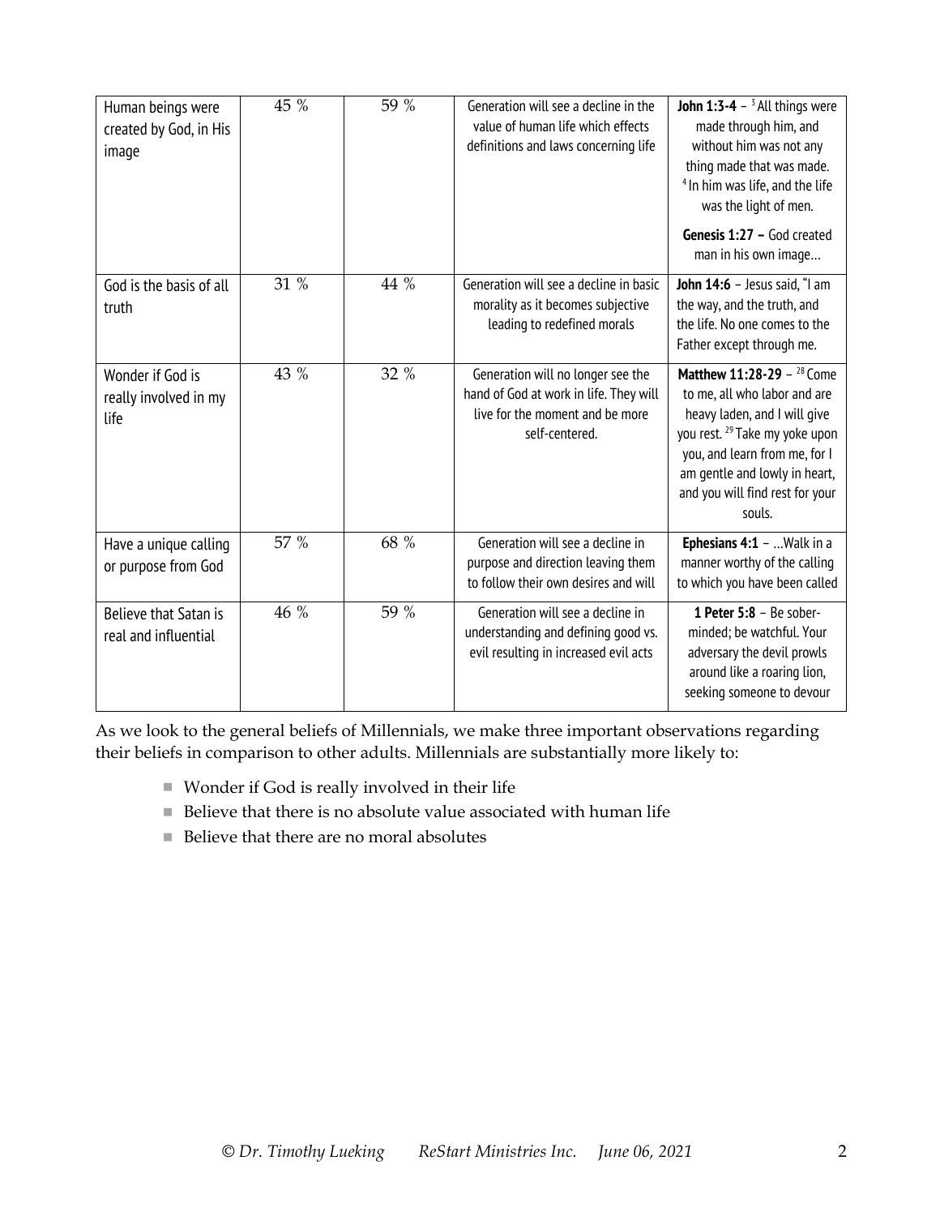| | | | | |
|---|---|---|---|---|
| Human beings were created by God, in His image | 45 % | 59 % | Generation will see a decline in the value of human life which effects definitions and laws concerning life | **John 1:3-4** – [3] All things were made through him, and without him was not any thing made that was made. [4] In him was life, and the life was the light of men.<br><br>**Genesis 1:27 –** God created man in his own image… |
| God is the basis of all truth | 31 % | 44 % | Generation will see a decline in basic morality as it becomes subjective leading to redefined morals | **John 14:6** – Jesus said, "I am the way, and the truth, and the life. No one comes to the Father except through me. |
| Wonder if God is really involved in my life | 43 % | 32 % | Generation will no longer see the hand of God at work in life. They will live for the moment and be more self-centered. | **Matthew 11:28-29** – [28] Come to me, all who labor and are heavy laden, and I will give you rest. [29] Take my yoke upon you, and learn from me, for I am gentle and lowly in heart, and you will find rest for your souls. |
| Have a unique calling or purpose from God | 57 % | 68 % | Generation will see a decline in purpose and direction leaving them to follow their own desires and will | **Ephesians 4:1** – …Walk in a manner worthy of the calling to which you have been called |
| Believe that Satan is real and influential | 46 % | 59 % | Generation will see a decline in understanding and defining good vs. evil resulting in increased evil acts | **1 Peter 5:8** – Be sober-minded; be watchful. Your adversary the devil prowls around like a roaring lion, seeking someone to devour |

As we look to the general beliefs of Millennials, we make three important observations regarding their beliefs in comparison to other adults. Millennials are substantially more likely to:

- Wonder if God is really involved in their life
- Believe that there is no absolute value associated with human life
- Believe that there are no moral absolutes

© Dr. Timothy Lueking ReStart Ministries Inc. June 06, 2021